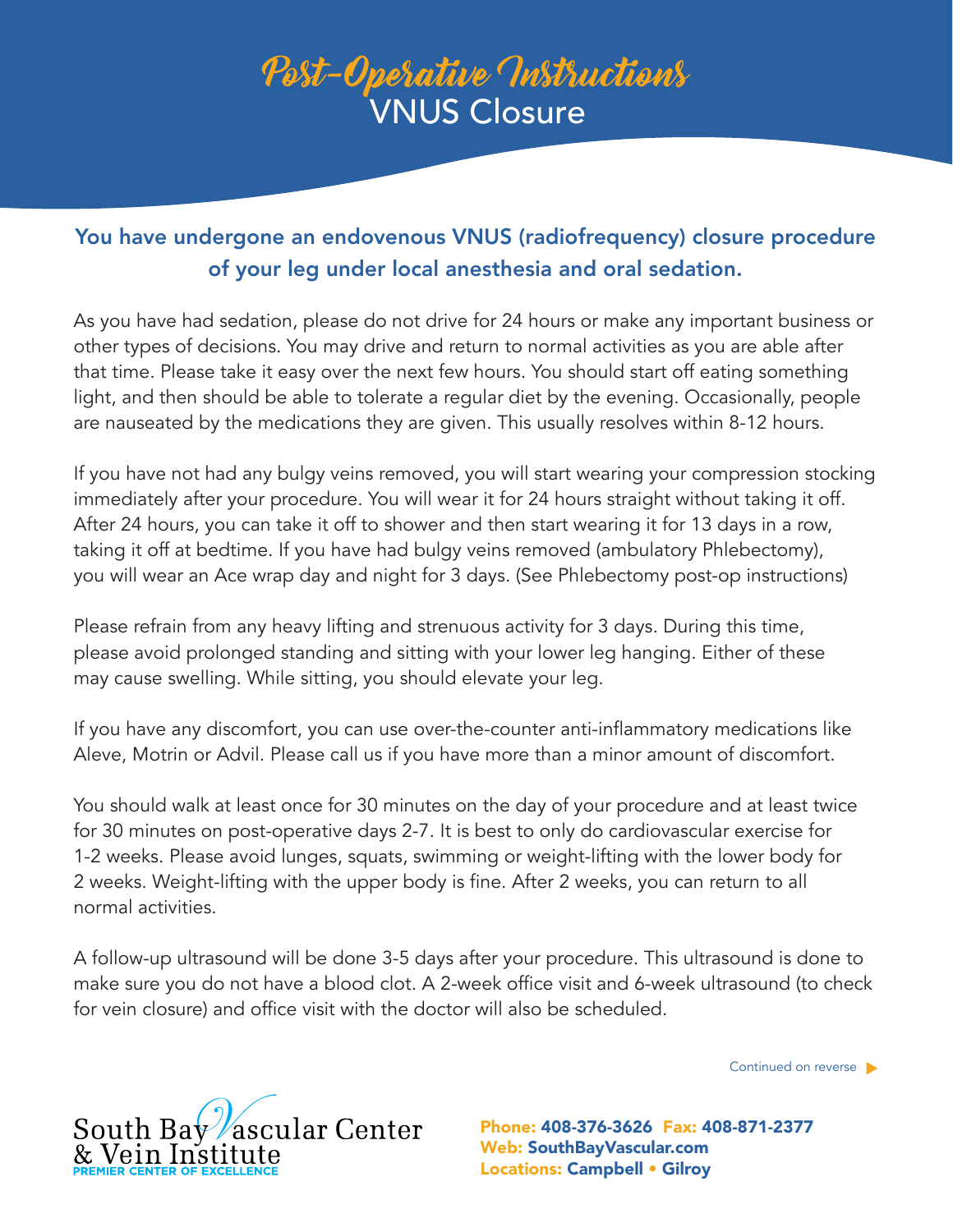# Post-Operative Instructions

## VNUS Closure

### You have undergone an endovenous VNUS (radiofrequency) closure procedure of your leg under local anesthesia and oral sedation.

As you have had sedation, please do not drive for 24 hours or make any important business or other types of decisions. You may drive and return to normal activities as you are able after that time. Please take it easy over the next few hours. You should start off eating something light, and then should be able to tolerate a regular diet by the evening. Occasionally, people are nauseated by the medications they are given. This usually resolves within 8-12 hours.

If you have not had any bulgy veins removed, you will start wearing your compression stocking immediately after your procedure. You will wear it for 24 hours straight without taking it off. After 24 hours, you can take it off to shower and then start wearing it for 13 days in a row, taking it off at bedtime. If you have had bulgy veins removed (ambulatory Phlebectomy), you will wear an Ace wrap day and night for 3 days. (See Phlebectomy post-op instructions)

Please refrain from any heavy lifting and strenuous activity for 3 days. During this time, please avoid prolonged standing and sitting with your lower leg hanging. Either of these may cause swelling. While sitting, you should elevate your leg.

If you have any discomfort, you can use over-the-counter anti-inflammatory medications like Aleve, Motrin or Advil. Please call us if you have more than a minor amount of discomfort.

You should walk at least once for 30 minutes on the day of your procedure and at least twice for 30 minutes on post-operative days 2-7. It is best to only do cardiovascular exercise for 1-2 weeks. Please avoid lunges, squats, swimming or weight-lifting with the lower body for 2 weeks. Weight-lifting with the upper body is fine. After 2 weeks, you can return to all normal activities.

A follow-up ultrasound will be done 3-5 days after your procedure. This ultrasound is done to make sure you do not have a blood clot. A 2-week office visit and 6-week ultrasound (to check for vein closure) and office visit with the doctor will also be scheduled.

Continued on reverse ▶

South Bay Vascular Center & Vein Institute
PREMIER CENTER OF EXCELLENCE

**Phone:** 408-376-3626 **Fax:** 408-871-2377
**Web:** SouthBayVascular.com
**Locations:** Campbell • Gilroy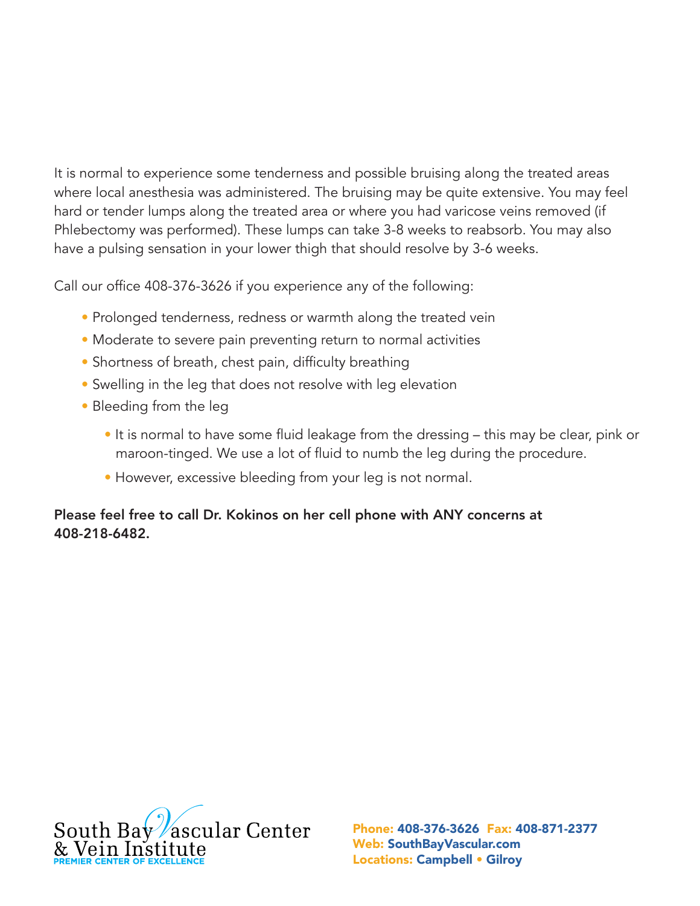It is normal to experience some tenderness and possible bruising along the treated areas where local anesthesia was administered. The bruising may be quite extensive. You may feel hard or tender lumps along the treated area or where you had varicose veins removed (if Phlebectomy was performed). These lumps can take 3-8 weeks to reabsorb. You may also have a pulsing sensation in your lower thigh that should resolve by 3-6 weeks.

Call our office 408-376-3626 if you experience any of the following:

- Prolonged tenderness, redness or warmth along the treated vein
- Moderate to severe pain preventing return to normal activities
- Shortness of breath, chest pain, difficulty breathing
- Swelling in the leg that does not resolve with leg elevation
- Bleeding from the leg
  - It is normal to have some fluid leakage from the dressing – this may be clear, pink or maroon-tinged. We use a lot of fluid to numb the leg during the procedure.
  - However, excessive bleeding from your leg is not normal.

**Please feel free to call Dr. Kokinos on her cell phone with ANY concerns at 408-218-6482.**

South Bay Vascular Center & Vein Institute
PREMIER CENTER OF EXCELLENCE

**Phone:** 408-376-3626 **Fax:** 408-871-2377
**Web:** SouthBayVascular.com
**Locations:** Campbell • Gilroy